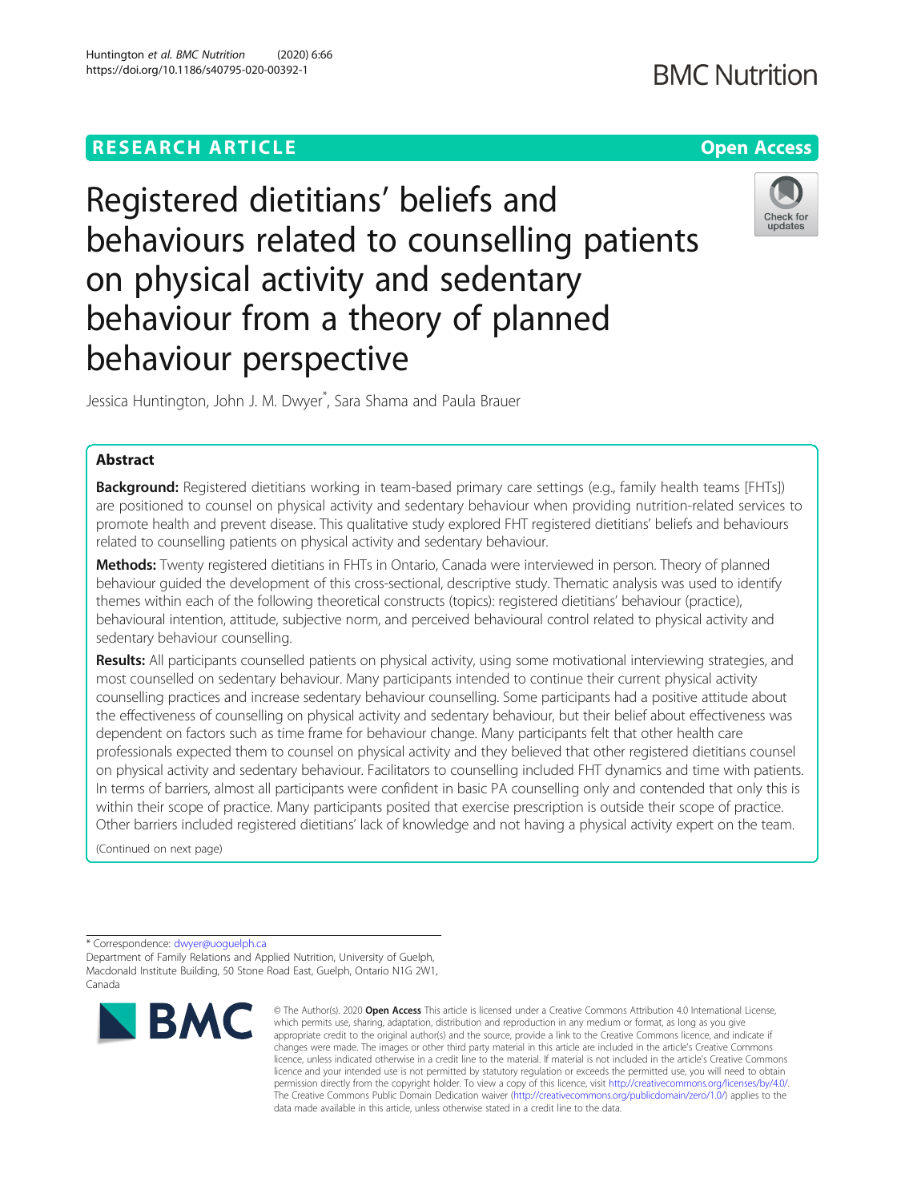RESEARCH ARTICLE

Open Access

# Registered dietitians' beliefs and behaviours related to counselling patients on physical activity and sedentary behaviour from a theory of planned behaviour perspective

Jessica Huntington, John J. M. Dwyer*, Sara Shama and Paula Brauer

## Abstract

**Background:** Registered dietitians working in team-based primary care settings (e.g., family health teams [FHTs]) are positioned to counsel on physical activity and sedentary behaviour when providing nutrition-related services to promote health and prevent disease. This qualitative study explored FHT registered dietitians' beliefs and behaviours related to counselling patients on physical activity and sedentary behaviour.

**Methods:** Twenty registered dietitians in FHTs in Ontario, Canada were interviewed in person. Theory of planned behaviour guided the development of this cross-sectional, descriptive study. Thematic analysis was used to identify themes within each of the following theoretical constructs (topics): registered dietitians' behaviour (practice), behavioural intention, attitude, subjective norm, and perceived behavioural control related to physical activity and sedentary behaviour counselling.

**Results:** All participants counselled patients on physical activity, using some motivational interviewing strategies, and most counselled on sedentary behaviour. Many participants intended to continue their current physical activity counselling practices and increase sedentary behaviour counselling. Some participants had a positive attitude about the effectiveness of counselling on physical activity and sedentary behaviour, but their belief about effectiveness was dependent on factors such as time frame for behaviour change. Many participants felt that other health care professionals expected them to counsel on physical activity and they believed that other registered dietitians counsel on physical activity and sedentary behaviour. Facilitators to counselling included FHT dynamics and time with patients. In terms of barriers, almost all participants were confident in basic PA counselling only and contended that only this is within their scope of practice. Many participants posited that exercise prescription is outside their scope of practice. Other barriers included registered dietitians' lack of knowledge and not having a physical activity expert on the team.

(Continued on next page)

* Correspondence: dwyer@uoguelph.ca
Department of Family Relations and Applied Nutrition, University of Guelph, Macdonald Institute Building, 50 Stone Road East, Guelph, Ontario N1G 2W1, Canada

© The Author(s). 2020 **Open Access** This article is licensed under a Creative Commons Attribution 4.0 International License, which permits use, sharing, adaptation, distribution and reproduction in any medium or format, as long as you give appropriate credit to the original author(s) and the source, provide a link to the Creative Commons licence, and indicate if changes were made. The images or other third party material in this article are included in the article's Creative Commons licence, unless indicated otherwise in a credit line to the material. If material is not included in the article's Creative Commons licence and your intended use is not permitted by statutory regulation or exceeds the permitted use, you will need to obtain permission directly from the copyright holder. To view a copy of this licence, visit http://creativecommons.org/licenses/by/4.0/. The Creative Commons Public Domain Dedication waiver (http://creativecommons.org/publicdomain/zero/1.0/) applies to the data made available in this article, unless otherwise stated in a credit line to the data.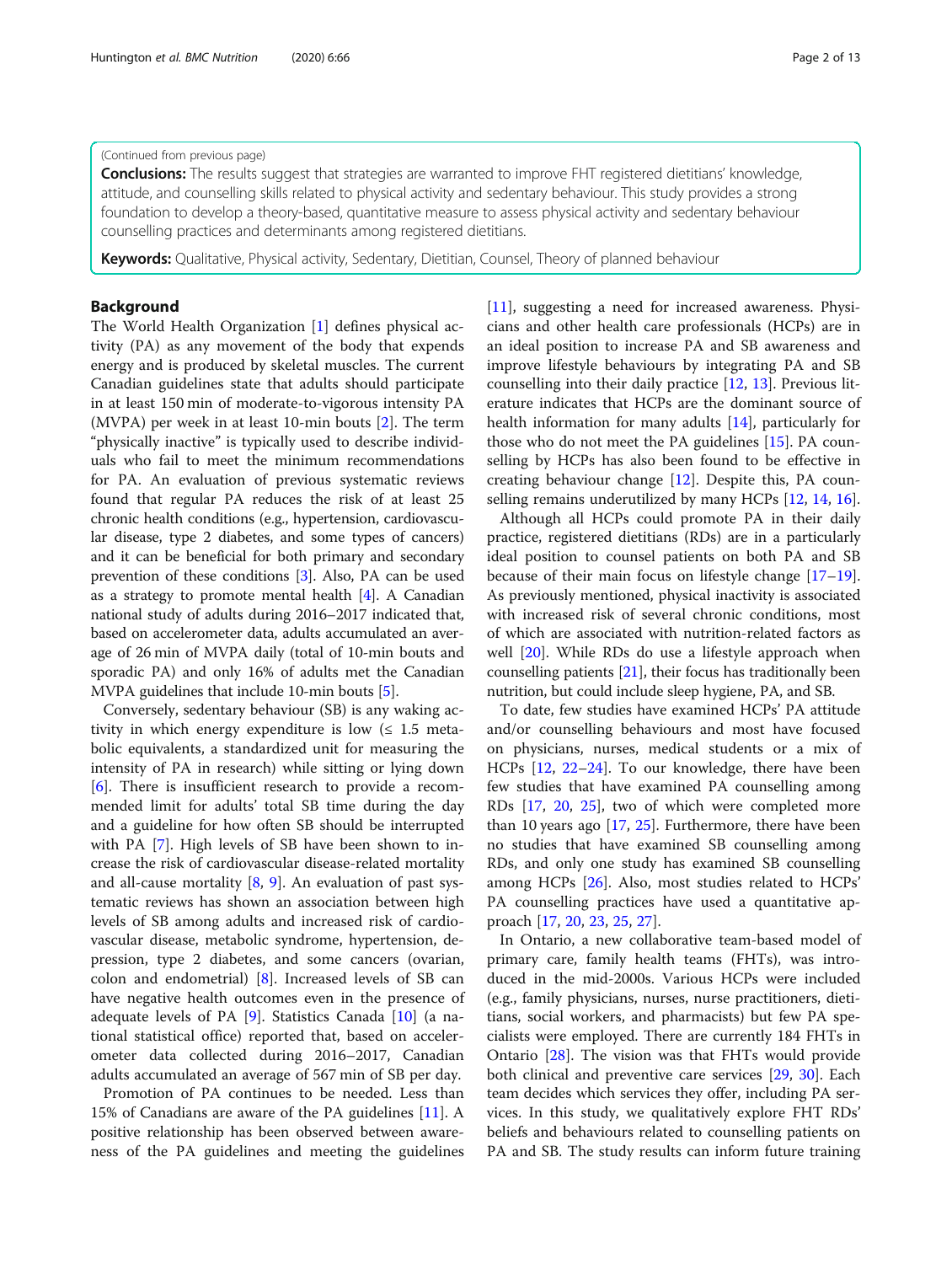(Continued from previous page)

**Conclusions:** The results suggest that strategies are warranted to improve FHT registered dietitians' knowledge, attitude, and counselling skills related to physical activity and sedentary behaviour. This study provides a strong foundation to develop a theory-based, quantitative measure to assess physical activity and sedentary behaviour counselling practices and determinants among registered dietitians.

**Keywords:** Qualitative, Physical activity, Sedentary, Dietitian, Counsel, Theory of planned behaviour

## Background

The World Health Organization [1] defines physical activity (PA) as any movement of the body that expends energy and is produced by skeletal muscles. The current Canadian guidelines state that adults should participate in at least 150 min of moderate-to-vigorous intensity PA (MVPA) per week in at least 10-min bouts [2]. The term "physically inactive" is typically used to describe individuals who fail to meet the minimum recommendations for PA. An evaluation of previous systematic reviews found that regular PA reduces the risk of at least 25 chronic health conditions (e.g., hypertension, cardiovascular disease, type 2 diabetes, and some types of cancers) and it can be beneficial for both primary and secondary prevention of these conditions [3]. Also, PA can be used as a strategy to promote mental health [4]. A Canadian national study of adults during 2016–2017 indicated that, based on accelerometer data, adults accumulated an average of 26 min of MVPA daily (total of 10-min bouts and sporadic PA) and only 16% of adults met the Canadian MVPA guidelines that include 10-min bouts [5].

Conversely, sedentary behaviour (SB) is any waking activity in which energy expenditure is low (≤ 1.5 metabolic equivalents, a standardized unit for measuring the intensity of PA in research) while sitting or lying down [6]. There is insufficient research to provide a recommended limit for adults' total SB time during the day and a guideline for how often SB should be interrupted with PA [7]. High levels of SB have been shown to increase the risk of cardiovascular disease-related mortality and all-cause mortality [8, 9]. An evaluation of past systematic reviews has shown an association between high levels of SB among adults and increased risk of cardiovascular disease, metabolic syndrome, hypertension, depression, type 2 diabetes, and some cancers (ovarian, colon and endometrial) [8]. Increased levels of SB can have negative health outcomes even in the presence of adequate levels of PA [9]. Statistics Canada [10] (a national statistical office) reported that, based on accelerometer data collected during 2016–2017, Canadian adults accumulated an average of 567 min of SB per day.

Promotion of PA continues to be needed. Less than 15% of Canadians are aware of the PA guidelines [11]. A positive relationship has been observed between awareness of the PA guidelines and meeting the guidelines [11], suggesting a need for increased awareness. Physicians and other health care professionals (HCPs) are in an ideal position to increase PA and SB awareness and improve lifestyle behaviours by integrating PA and SB counselling into their daily practice [12, 13]. Previous literature indicates that HCPs are the dominant source of health information for many adults [14], particularly for those who do not meet the PA guidelines [15]. PA counselling by HCPs has also been found to be effective in creating behaviour change [12]. Despite this, PA counselling remains underutilized by many HCPs [12, 14, 16].

Although all HCPs could promote PA in their daily practice, registered dietitians (RDs) are in a particularly ideal position to counsel patients on both PA and SB because of their main focus on lifestyle change [17–19]. As previously mentioned, physical inactivity is associated with increased risk of several chronic conditions, most of which are associated with nutrition-related factors as well [20]. While RDs do use a lifestyle approach when counselling patients [21], their focus has traditionally been nutrition, but could include sleep hygiene, PA, and SB.

To date, few studies have examined HCPs' PA attitude and/or counselling behaviours and most have focused on physicians, nurses, medical students or a mix of HCPs [12, 22–24]. To our knowledge, there have been few studies that have examined PA counselling among RDs [17, 20, 25], two of which were completed more than 10 years ago [17, 25]. Furthermore, there have been no studies that have examined SB counselling among RDs, and only one study has examined SB counselling among HCPs [26]. Also, most studies related to HCPs' PA counselling practices have used a quantitative approach [17, 20, 23, 25, 27].

In Ontario, a new collaborative team-based model of primary care, family health teams (FHTs), was introduced in the mid-2000s. Various HCPs were included (e.g., family physicians, nurses, nurse practitioners, dietitians, social workers, and pharmacists) but few PA specialists were employed. There are currently 184 FHTs in Ontario [28]. The vision was that FHTs would provide both clinical and preventive care services [29, 30]. Each team decides which services they offer, including PA services. In this study, we qualitatively explore FHT RDs' beliefs and behaviours related to counselling patients on PA and SB. The study results can inform future training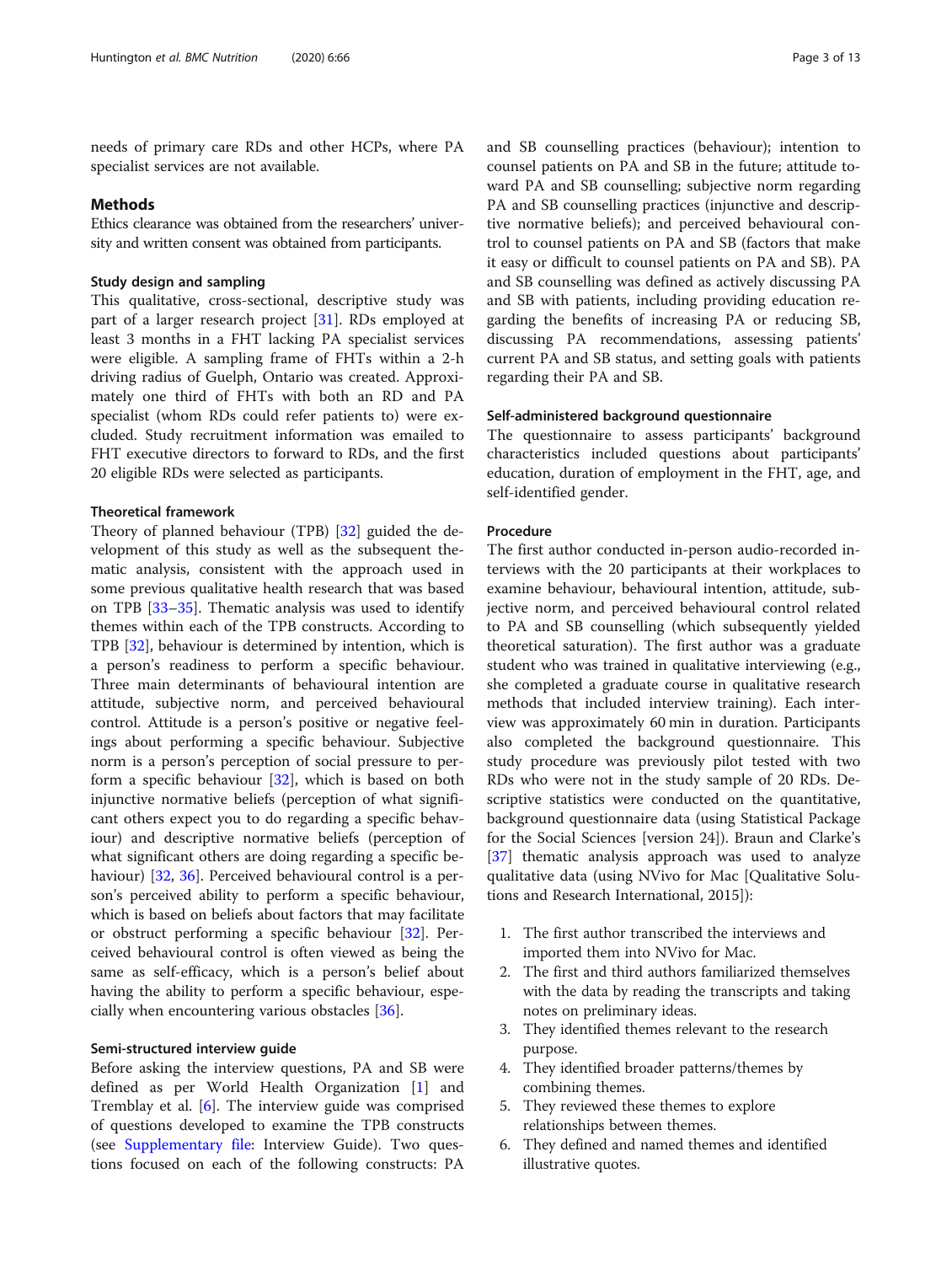needs of primary care RDs and other HCPs, where PA specialist services are not available.

## Methods

Ethics clearance was obtained from the researchers' university and written consent was obtained from participants.

### Study design and sampling

This qualitative, cross-sectional, descriptive study was part of a larger research project [31]. RDs employed at least 3 months in a FHT lacking PA specialist services were eligible. A sampling frame of FHTs within a 2-h driving radius of Guelph, Ontario was created. Approximately one third of FHTs with both an RD and PA specialist (whom RDs could refer patients to) were excluded. Study recruitment information was emailed to FHT executive directors to forward to RDs, and the first 20 eligible RDs were selected as participants.

### Theoretical framework

Theory of planned behaviour (TPB) [32] guided the development of this study as well as the subsequent thematic analysis, consistent with the approach used in some previous qualitative health research that was based on TPB [33–35]. Thematic analysis was used to identify themes within each of the TPB constructs. According to TPB [32], behaviour is determined by intention, which is a person's readiness to perform a specific behaviour. Three main determinants of behavioural intention are attitude, subjective norm, and perceived behavioural control. Attitude is a person's positive or negative feelings about performing a specific behaviour. Subjective norm is a person's perception of social pressure to perform a specific behaviour [32], which is based on both injunctive normative beliefs (perception of what significant others expect you to do regarding a specific behaviour) and descriptive normative beliefs (perception of what significant others are doing regarding a specific behaviour) [32, 36]. Perceived behavioural control is a person's perceived ability to perform a specific behaviour, which is based on beliefs about factors that may facilitate or obstruct performing a specific behaviour [32]. Perceived behavioural control is often viewed as being the same as self-efficacy, which is a person's belief about having the ability to perform a specific behaviour, especially when encountering various obstacles [36].

### Semi-structured interview guide

Before asking the interview questions, PA and SB were defined as per World Health Organization [1] and Tremblay et al. [6]. The interview guide was comprised of questions developed to examine the TPB constructs (see Supplementary file: Interview Guide). Two questions focused on each of the following constructs: PA and SB counselling practices (behaviour); intention to counsel patients on PA and SB in the future; attitude toward PA and SB counselling; subjective norm regarding PA and SB counselling practices (injunctive and descriptive normative beliefs); and perceived behavioural control to counsel patients on PA and SB (factors that make it easy or difficult to counsel patients on PA and SB). PA and SB counselling was defined as actively discussing PA and SB with patients, including providing education regarding the benefits of increasing PA or reducing SB, discussing PA recommendations, assessing patients' current PA and SB status, and setting goals with patients regarding their PA and SB.

### Self-administered background questionnaire

The questionnaire to assess participants' background characteristics included questions about participants' education, duration of employment in the FHT, age, and self-identified gender.

### Procedure

The first author conducted in-person audio-recorded interviews with the 20 participants at their workplaces to examine behaviour, behavioural intention, attitude, subjective norm, and perceived behavioural control related to PA and SB counselling (which subsequently yielded theoretical saturation). The first author was a graduate student who was trained in qualitative interviewing (e.g., she completed a graduate course in qualitative research methods that included interview training). Each interview was approximately 60 min in duration. Participants also completed the background questionnaire. This study procedure was previously pilot tested with two RDs who were not in the study sample of 20 RDs. Descriptive statistics were conducted on the quantitative, background questionnaire data (using Statistical Package for the Social Sciences [version 24]). Braun and Clarke's [37] thematic analysis approach was used to analyze qualitative data (using NVivo for Mac [Qualitative Solutions and Research International, 2015]):

1. The first author transcribed the interviews and imported them into NVivo for Mac.
2. The first and third authors familiarized themselves with the data by reading the transcripts and taking notes on preliminary ideas.
3. They identified themes relevant to the research purpose.
4. They identified broader patterns/themes by combining themes.
5. They reviewed these themes to explore relationships between themes.
6. They defined and named themes and identified illustrative quotes.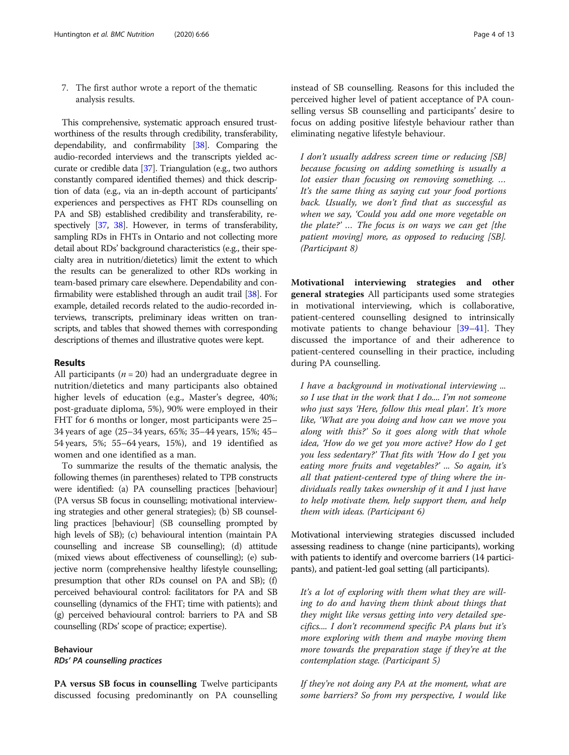7. The first author wrote a report of the thematic analysis results.

This comprehensive, systematic approach ensured trustworthiness of the results through credibility, transferability, dependability, and confirmability [38]. Comparing the audio-recorded interviews and the transcripts yielded accurate or credible data [37]. Triangulation (e.g., two authors constantly compared identified themes) and thick description of data (e.g., via an in-depth account of participants' experiences and perspectives as FHT RDs counselling on PA and SB) established credibility and transferability, respectively [37, 38]. However, in terms of transferability, sampling RDs in FHTs in Ontario and not collecting more detail about RDs' background characteristics (e.g., their specialty area in nutrition/dietetics) limit the extent to which the results can be generalized to other RDs working in team-based primary care elsewhere. Dependability and confirmability were established through an audit trail [38]. For example, detailed records related to the audio-recorded interviews, transcripts, preliminary ideas written on transcripts, and tables that showed themes with corresponding descriptions of themes and illustrative quotes were kept.

## Results

All participants ($n = 20$) had an undergraduate degree in nutrition/dietetics and many participants also obtained higher levels of education (e.g., Master's degree, 40%; post-graduate diploma, 5%), 90% were employed in their FHT for 6 months or longer, most participants were 25–34 years of age (25–34 years, 65%; 35–44 years, 15%; 45–54 years, 5%; 55–64 years, 15%), and 19 identified as women and one identified as a man.

To summarize the results of the thematic analysis, the following themes (in parentheses) related to TPB constructs were identified: (a) PA counselling practices [behaviour] (PA versus SB focus in counselling; motivational interviewing strategies and other general strategies); (b) SB counselling practices [behaviour] (SB counselling prompted by high levels of SB); (c) behavioural intention (maintain PA counselling and increase SB counselling); (d) attitude (mixed views about effectiveness of counselling); (e) subjective norm (comprehensive healthy lifestyle counselling; presumption that other RDs counsel on PA and SB); (f) perceived behavioural control: facilitators for PA and SB counselling (dynamics of the FHT; time with patients); and (g) perceived behavioural control: barriers to PA and SB counselling (RDs' scope of practice; expertise).

### Behaviour

#### *RDs' PA counselling practices*

**PA versus SB focus in counselling** Twelve participants discussed focusing predominantly on PA counselling instead of SB counselling. Reasons for this included the perceived higher level of patient acceptance of PA counselling versus SB counselling and participants' desire to focus on adding positive lifestyle behaviour rather than eliminating negative lifestyle behaviour.

> *I don't usually address screen time or reducing [SB] because focusing on adding something is usually a lot easier than focusing on removing something. … It's the same thing as saying cut your food portions back. Usually, we don't find that as successful as when we say, 'Could you add one more vegetable on the plate?' … The focus is on ways we can get [the patient moving] more, as opposed to reducing [SB]. (Participant 8)*

**Motivational interviewing strategies and other general strategies** All participants used some strategies in motivational interviewing, which is collaborative, patient-centered counselling designed to intrinsically motivate patients to change behaviour [39–41]. They discussed the importance of and their adherence to patient-centered counselling in their practice, including during PA counselling.

> *I have a background in motivational interviewing ... so I use that in the work that I do.... I'm not someone who just says 'Here, follow this meal plan'. It's more like, 'What are you doing and how can we move you along with this?' So it goes along with that whole idea, 'How do we get you more active? How do I get you less sedentary?' That fits with 'How do I get you eating more fruits and vegetables?' ... So again, it's all that patient-centered type of thing where the individuals really takes ownership of it and I just have to help motivate them, help support them, and help them with ideas. (Participant 6)*

Motivational interviewing strategies discussed included assessing readiness to change (nine participants), working with patients to identify and overcome barriers (14 participants), and patient-led goal setting (all participants).

> *It's a lot of exploring with them what they are willing to do and having them think about things that they might like versus getting into very detailed specifics.... I don't recommend specific PA plans but it's more exploring with them and maybe moving them more towards the preparation stage if they're at the contemplation stage. (Participant 5)*

> *If they're not doing any PA at the moment, what are some barriers? So from my perspective, I would like*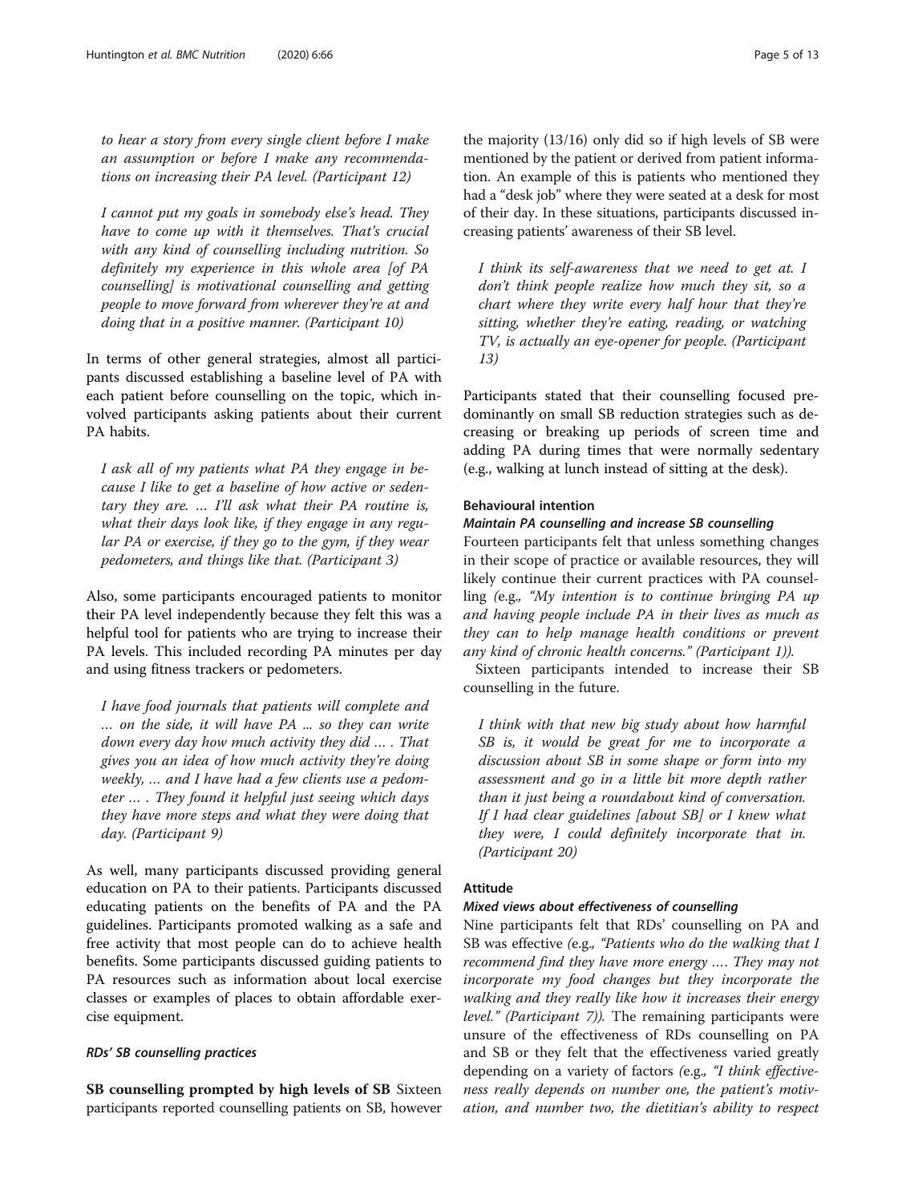*to hear a story from every single client before I make an assumption or before I make any recommendations on increasing their PA level. (Participant 12)*

*I cannot put my goals in somebody else's head. They have to come up with it themselves. That's crucial with any kind of counselling including nutrition. So definitely my experience in this whole area [of PA counselling] is motivational counselling and getting people to move forward from wherever they're at and doing that in a positive manner. (Participant 10)*

In terms of other general strategies, almost all participants discussed establishing a baseline level of PA with each patient before counselling on the topic, which involved participants asking patients about their current PA habits.

*I ask all of my patients what PA they engage in because I like to get a baseline of how active or sedentary they are. … I'll ask what their PA routine is, what their days look like, if they engage in any regular PA or exercise, if they go to the gym, if they wear pedometers, and things like that. (Participant 3)*

Also, some participants encouraged patients to monitor their PA level independently because they felt this was a helpful tool for patients who are trying to increase their PA levels. This included recording PA minutes per day and using fitness trackers or pedometers.

*I have food journals that patients will complete and … on the side, it will have PA ... so they can write down every day how much activity they did … . That gives you an idea of how much activity they're doing weekly, … and I have had a few clients use a pedometer … . They found it helpful just seeing which days they have more steps and what they were doing that day. (Participant 9)*

As well, many participants discussed providing general education on PA to their patients. Participants discussed educating patients on the benefits of PA and the PA guidelines. Participants promoted walking as a safe and free activity that most people can do to achieve health benefits. Some participants discussed guiding patients to PA resources such as information about local exercise classes or examples of places to obtain affordable exercise equipment.

#### *RDs' SB counselling practices*

**SB counselling prompted by high levels of SB** Sixteen participants reported counselling patients on SB, however the majority (13/16) only did so if high levels of SB were mentioned by the patient or derived from patient information. An example of this is patients who mentioned they had a "desk job" where they were seated at a desk for most of their day. In these situations, participants discussed increasing patients' awareness of their SB level.

*I think its self-awareness that we need to get at. I don't think people realize how much they sit, so a chart where they write every half hour that they're sitting, whether they're eating, reading, or watching TV, is actually an eye-opener for people. (Participant 13)*

Participants stated that their counselling focused predominantly on small SB reduction strategies such as decreasing or breaking up periods of screen time and adding PA during times that were normally sedentary (e.g., walking at lunch instead of sitting at the desk).

### Behavioural intention

#### *Maintain PA counselling and increase SB counselling*

Fourteen participants felt that unless something changes in their scope of practice or available resources, they will likely continue their current practices with PA counselling (e.g., *"My intention is to continue bringing PA up and having people include PA in their lives as much as they can to help manage health conditions or prevent any kind of chronic health concerns." (Participant 1)).*

Sixteen participants intended to increase their SB counselling in the future.

*I think with that new big study about how harmful SB is, it would be great for me to incorporate a discussion about SB in some shape or form into my assessment and go in a little bit more depth rather than it just being a roundabout kind of conversation. If I had clear guidelines [about SB] or I knew what they were, I could definitely incorporate that in. (Participant 20)*

### Attitude

#### *Mixed views about effectiveness of counselling*

Nine participants felt that RDs' counselling on PA and SB was effective (e.g., *"Patients who do the walking that I recommend find they have more energy …. They may not incorporate my food changes but they incorporate the walking and they really like how it increases their energy level." (Participant 7)).* The remaining participants were unsure of the effectiveness of RDs counselling on PA and SB or they felt that the effectiveness varied greatly depending on a variety of factors (e.g., *"I think effectiveness really depends on number one, the patient's motivation, and number two, the dietitian's ability to respect*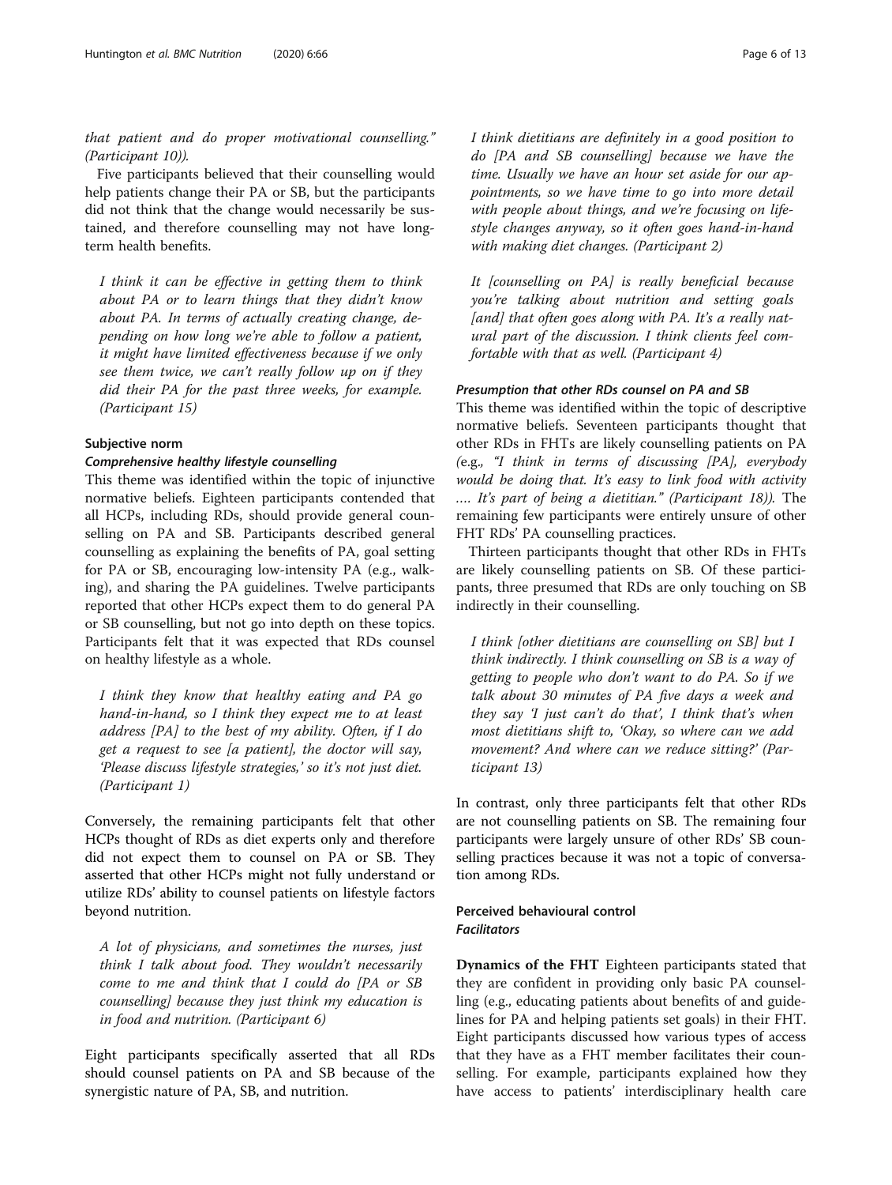that patient and do proper motivational counselling." (Participant 10)).

Five participants believed that their counselling would help patients change their PA or SB, but the participants did not think that the change would necessarily be sustained, and therefore counselling may not have long-term health benefits.

> *I think it can be effective in getting them to think about PA or to learn things that they didn't know about PA. In terms of actually creating change, depending on how long we're able to follow a patient, it might have limited effectiveness because if we only see them twice, we can't really follow up on if they did their PA for the past three weeks, for example. (Participant 15)*

### Subjective norm

#### *Comprehensive healthy lifestyle counselling*

This theme was identified within the topic of injunctive normative beliefs. Eighteen participants contended that all HCPs, including RDs, should provide general counselling on PA and SB. Participants described general counselling as explaining the benefits of PA, goal setting for PA or SB, encouraging low-intensity PA (e.g., walking), and sharing the PA guidelines. Twelve participants reported that other HCPs expect them to do general PA or SB counselling, but not go into depth on these topics. Participants felt that it was expected that RDs counsel on healthy lifestyle as a whole.

> *I think they know that healthy eating and PA go hand-in-hand, so I think they expect me to at least address [PA] to the best of my ability. Often, if I do get a request to see [a patient], the doctor will say, 'Please discuss lifestyle strategies,' so it's not just diet. (Participant 1)*

Conversely, the remaining participants felt that other HCPs thought of RDs as diet experts only and therefore did not expect them to counsel on PA or SB. They asserted that other HCPs might not fully understand or utilize RDs' ability to counsel patients on lifestyle factors beyond nutrition.

> *A lot of physicians, and sometimes the nurses, just think I talk about food. They wouldn't necessarily come to me and think that I could do [PA or SB counselling] because they just think my education is in food and nutrition. (Participant 6)*

Eight participants specifically asserted that all RDs should counsel patients on PA and SB because of the synergistic nature of PA, SB, and nutrition.

> *I think dietitians are definitely in a good position to do [PA and SB counselling] because we have the time. Usually we have an hour set aside for our appointments, so we have time to go into more detail with people about things, and we're focusing on lifestyle changes anyway, so it often goes hand-in-hand with making diet changes. (Participant 2)*

> *It [counselling on PA] is really beneficial because you're talking about nutrition and setting goals [and] that often goes along with PA. It's a really natural part of the discussion. I think clients feel comfortable with that as well. (Participant 4)*

#### *Presumption that other RDs counsel on PA and SB*

This theme was identified within the topic of descriptive normative beliefs. Seventeen participants thought that other RDs in FHTs are likely counselling patients on PA (e.g., "I think in terms of discussing [PA], everybody would be doing that. It's easy to link food with activity …. It's part of being a dietitian." (Participant 18)). The remaining few participants were entirely unsure of other FHT RDs' PA counselling practices.

Thirteen participants thought that other RDs in FHTs are likely counselling patients on SB. Of these participants, three presumed that RDs are only touching on SB indirectly in their counselling.

> *I think [other dietitians are counselling on SB] but I think indirectly. I think counselling on SB is a way of getting to people who don't want to do PA. So if we talk about 30 minutes of PA five days a week and they say 'I just can't do that', I think that's when most dietitians shift to, 'Okay, so where can we add movement? And where can we reduce sitting?' (Participant 13)*

In contrast, only three participants felt that other RDs are not counselling patients on SB. The remaining four participants were largely unsure of other RDs' SB counselling practices because it was not a topic of conversation among RDs.

### Perceived behavioural control

#### *Facilitators*

**Dynamics of the FHT** Eighteen participants stated that they are confident in providing only basic PA counselling (e.g., educating patients about benefits of and guidelines for PA and helping patients set goals) in their FHT. Eight participants discussed how various types of access that they have as a FHT member facilitates their counselling. For example, participants explained how they have access to patients' interdisciplinary health care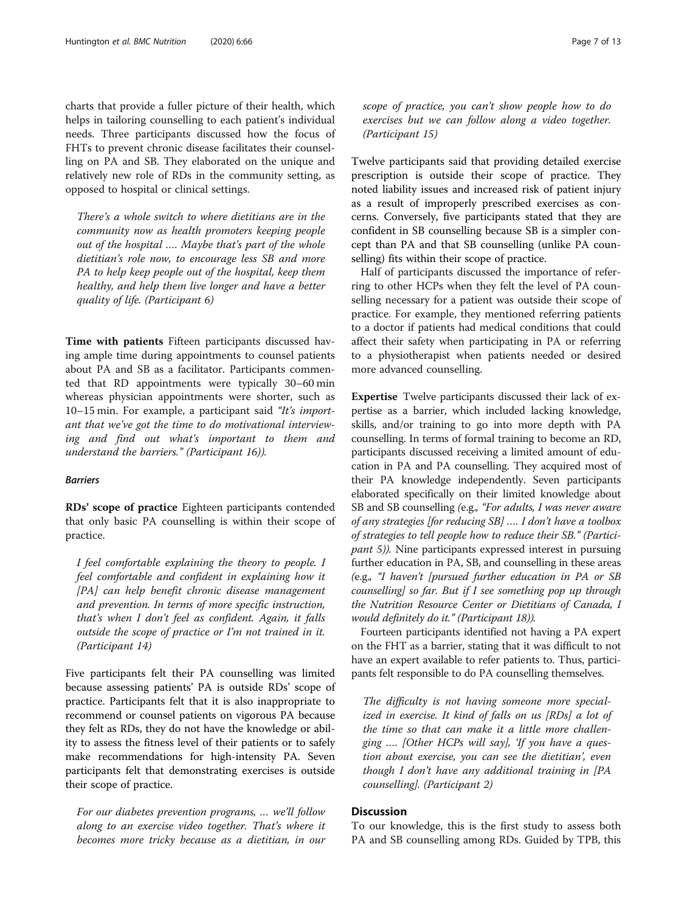charts that provide a fuller picture of their health, which helps in tailoring counselling to each patient's individual needs. Three participants discussed how the focus of FHTs to prevent chronic disease facilitates their counselling on PA and SB. They elaborated on the unique and relatively new role of RDs in the community setting, as opposed to hospital or clinical settings.

> *There's a whole switch to where dietitians are in the community now as health promoters keeping people out of the hospital …. Maybe that's part of the whole dietitian's role now, to encourage less SB and more PA to help keep people out of the hospital, keep them healthy, and help them live longer and have a better quality of life. (Participant 6)*

**Time with patients** Fifteen participants discussed having ample time during appointments to counsel patients about PA and SB as a facilitator. Participants commented that RD appointments were typically 30–60 min whereas physician appointments were shorter, such as 10–15 min. For example, a participant said *"It's important that we've got the time to do motivational interviewing and find out what's important to them and understand the barriers." (Participant 16)).*

#### *Barriers*

**RDs' scope of practice** Eighteen participants contended that only basic PA counselling is within their scope of practice.

> *I feel comfortable explaining the theory to people. I feel comfortable and confident in explaining how it [PA] can help benefit chronic disease management and prevention. In terms of more specific instruction, that's when I don't feel as confident. Again, it falls outside the scope of practice or I'm not trained in it. (Participant 14)*

Five participants felt their PA counselling was limited because assessing patients' PA is outside RDs' scope of practice. Participants felt that it is also inappropriate to recommend or counsel patients on vigorous PA because they felt as RDs, they do not have the knowledge or ability to assess the fitness level of their patients or to safely make recommendations for high-intensity PA. Seven participants felt that demonstrating exercises is outside their scope of practice.

> *For our diabetes prevention programs, … we'll follow along to an exercise video together. That's where it becomes more tricky because as a dietitian, in our scope of practice, you can't show people how to do exercises but we can follow along a video together. (Participant 15)*

Twelve participants said that providing detailed exercise prescription is outside their scope of practice. They noted liability issues and increased risk of patient injury as a result of improperly prescribed exercises as concerns. Conversely, five participants stated that they are confident in SB counselling because SB is a simpler concept than PA and that SB counselling (unlike PA counselling) fits within their scope of practice.

Half of participants discussed the importance of referring to other HCPs when they felt the level of PA counselling necessary for a patient was outside their scope of practice. For example, they mentioned referring patients to a doctor if patients had medical conditions that could affect their safety when participating in PA or referring to a physiotherapist when patients needed or desired more advanced counselling.

**Expertise** Twelve participants discussed their lack of expertise as a barrier, which included lacking knowledge, skills, and/or training to go into more depth with PA counselling. In terms of formal training to become an RD, participants discussed receiving a limited amount of education in PA and PA counselling. They acquired most of their PA knowledge independently. Seven participants elaborated specifically on their limited knowledge about SB and SB counselling *(*e.g.*, "For adults, I was never aware of any strategies [for reducing SB] …. I don't have a toolbox of strategies to tell people how to reduce their SB." (Participant 5)).* Nine participants expressed interest in pursuing further education in PA, SB, and counselling in these areas *(*e.g.*, "I haven't [pursued further education in PA or SB counselling] so far. But if I see something pop up through the Nutrition Resource Center or Dietitians of Canada, I would definitely do it." (Participant 18)).*

Fourteen participants identified not having a PA expert on the FHT as a barrier, stating that it was difficult to not have an expert available to refer patients to. Thus, participants felt responsible to do PA counselling themselves.

> *The difficulty is not having someone more specialized in exercise. It kind of falls on us [RDs] a lot of the time so that can make it a little more challenging …. [Other HCPs will say], 'If you have a question about exercise, you can see the dietitian', even though I don't have any additional training in [PA counselling]. (Participant 2)*

## Discussion

To our knowledge, this is the first study to assess both PA and SB counselling among RDs. Guided by TPB, this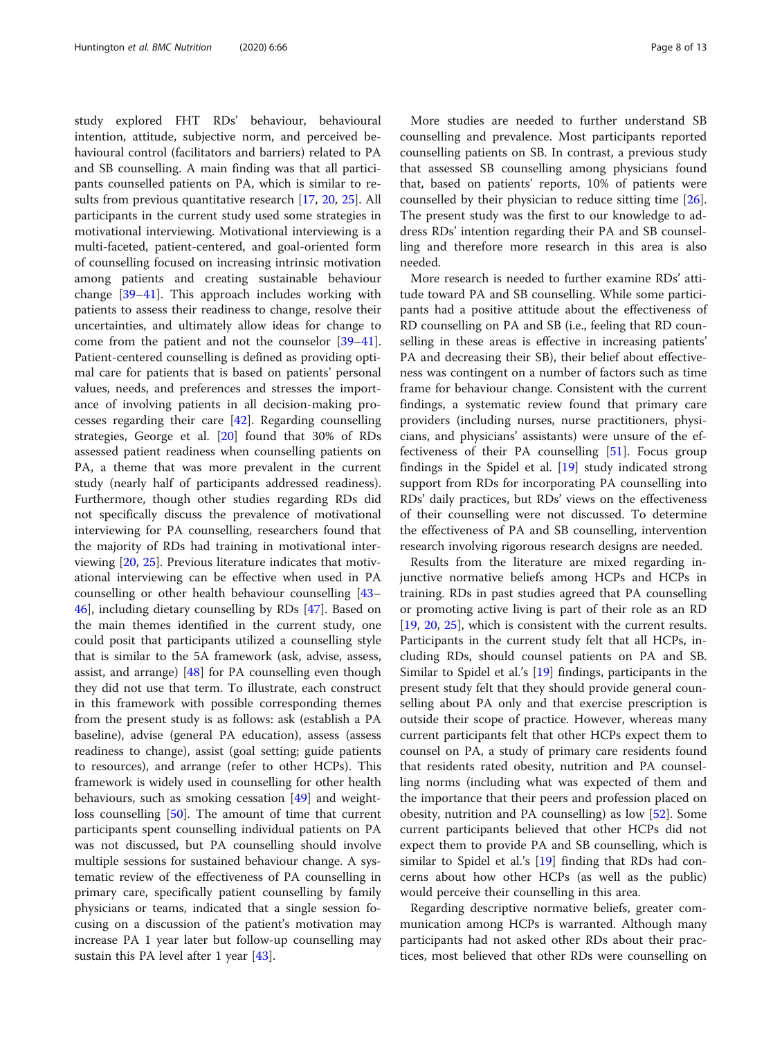study explored FHT RDs' behaviour, behavioural intention, attitude, subjective norm, and perceived behavioural control (facilitators and barriers) related to PA and SB counselling. A main finding was that all participants counselled patients on PA, which is similar to results from previous quantitative research [17, 20, 25]. All participants in the current study used some strategies in motivational interviewing. Motivational interviewing is a multi-faceted, patient-centered, and goal-oriented form of counselling focused on increasing intrinsic motivation among patients and creating sustainable behaviour change [39–41]. This approach includes working with patients to assess their readiness to change, resolve their uncertainties, and ultimately allow ideas for change to come from the patient and not the counselor [39–41]. Patient-centered counselling is defined as providing optimal care for patients that is based on patients' personal values, needs, and preferences and stresses the importance of involving patients in all decision-making processes regarding their care [42]. Regarding counselling strategies, George et al. [20] found that 30% of RDs assessed patient readiness when counselling patients on PA, a theme that was more prevalent in the current study (nearly half of participants addressed readiness). Furthermore, though other studies regarding RDs did not specifically discuss the prevalence of motivational interviewing for PA counselling, researchers found that the majority of RDs had training in motivational interviewing [20, 25]. Previous literature indicates that motivational interviewing can be effective when used in PA counselling or other health behaviour counselling [43–46], including dietary counselling by RDs [47]. Based on the main themes identified in the current study, one could posit that participants utilized a counselling style that is similar to the 5A framework (ask, advise, assess, assist, and arrange) [48] for PA counselling even though they did not use that term. To illustrate, each construct in this framework with possible corresponding themes from the present study is as follows: ask (establish a PA baseline), advise (general PA education), assess (assess readiness to change), assist (goal setting; guide patients to resources), and arrange (refer to other HCPs). This framework is widely used in counselling for other health behaviours, such as smoking cessation [49] and weight-loss counselling [50]. The amount of time that current participants spent counselling individual patients on PA was not discussed, but PA counselling should involve multiple sessions for sustained behaviour change. A systematic review of the effectiveness of PA counselling in primary care, specifically patient counselling by family physicians or teams, indicated that a single session focusing on a discussion of the patient's motivation may increase PA 1 year later but follow-up counselling may sustain this PA level after 1 year [43].

More studies are needed to further understand SB counselling and prevalence. Most participants reported counselling patients on SB. In contrast, a previous study that assessed SB counselling among physicians found that, based on patients' reports, 10% of patients were counselled by their physician to reduce sitting time [26]. The present study was the first to our knowledge to address RDs' intention regarding their PA and SB counselling and therefore more research in this area is also needed.

More research is needed to further examine RDs' attitude toward PA and SB counselling. While some participants had a positive attitude about the effectiveness of RD counselling on PA and SB (i.e., feeling that RD counselling in these areas is effective in increasing patients' PA and decreasing their SB), their belief about effectiveness was contingent on a number of factors such as time frame for behaviour change. Consistent with the current findings, a systematic review found that primary care providers (including nurses, nurse practitioners, physicians, and physicians' assistants) were unsure of the effectiveness of their PA counselling [51]. Focus group findings in the Spidel et al. [19] study indicated strong support from RDs for incorporating PA counselling into RDs' daily practices, but RDs' views on the effectiveness of their counselling were not discussed. To determine the effectiveness of PA and SB counselling, intervention research involving rigorous research designs are needed.

Results from the literature are mixed regarding injunctive normative beliefs among HCPs and HCPs in training. RDs in past studies agreed that PA counselling or promoting active living is part of their role as an RD [19, 20, 25], which is consistent with the current results. Participants in the current study felt that all HCPs, including RDs, should counsel patients on PA and SB. Similar to Spidel et al.'s [19] findings, participants in the present study felt that they should provide general counselling about PA only and that exercise prescription is outside their scope of practice. However, whereas many current participants felt that other HCPs expect them to counsel on PA, a study of primary care residents found that residents rated obesity, nutrition and PA counselling norms (including what was expected of them and the importance that their peers and profession placed on obesity, nutrition and PA counselling) as low [52]. Some current participants believed that other HCPs did not expect them to provide PA and SB counselling, which is similar to Spidel et al.'s [19] finding that RDs had concerns about how other HCPs (as well as the public) would perceive their counselling in this area.

Regarding descriptive normative beliefs, greater communication among HCPs is warranted. Although many participants had not asked other RDs about their practices, most believed that other RDs were counselling on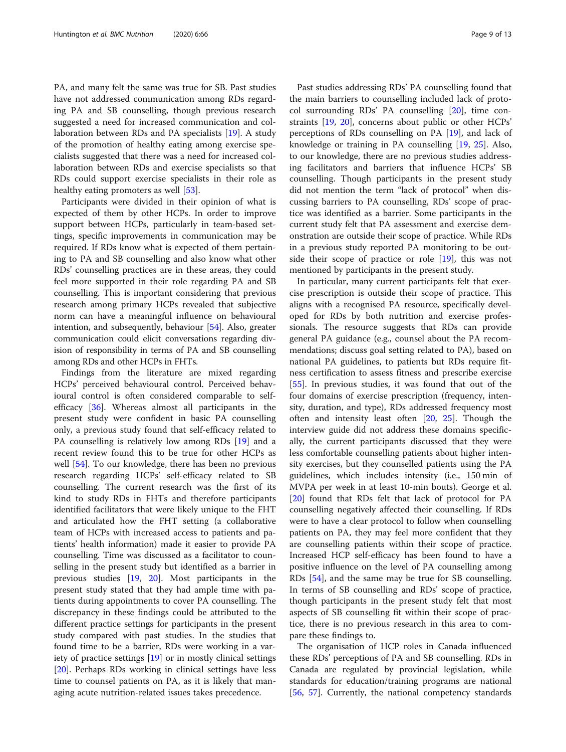PA, and many felt the same was true for SB. Past studies have not addressed communication among RDs regarding PA and SB counselling, though previous research suggested a need for increased communication and collaboration between RDs and PA specialists [19]. A study of the promotion of healthy eating among exercise specialists suggested that there was a need for increased collaboration between RDs and exercise specialists so that RDs could support exercise specialists in their role as healthy eating promoters as well [53].

Participants were divided in their opinion of what is expected of them by other HCPs. In order to improve support between HCPs, particularly in team-based settings, specific improvements in communication may be required. If RDs know what is expected of them pertaining to PA and SB counselling and also know what other RDs' counselling practices are in these areas, they could feel more supported in their role regarding PA and SB counselling. This is important considering that previous research among primary HCPs revealed that subjective norm can have a meaningful influence on behavioural intention, and subsequently, behaviour [54]. Also, greater communication could elicit conversations regarding division of responsibility in terms of PA and SB counselling among RDs and other HCPs in FHTs.

Findings from the literature are mixed regarding HCPs' perceived behavioural control. Perceived behavioural control is often considered comparable to self-efficacy [36]. Whereas almost all participants in the present study were confident in basic PA counselling only, a previous study found that self-efficacy related to PA counselling is relatively low among RDs [19] and a recent review found this to be true for other HCPs as well [54]. To our knowledge, there has been no previous research regarding HCPs' self-efficacy related to SB counselling. The current research was the first of its kind to study RDs in FHTs and therefore participants identified facilitators that were likely unique to the FHT and articulated how the FHT setting (a collaborative team of HCPs with increased access to patients and patients' health information) made it easier to provide PA counselling. Time was discussed as a facilitator to counselling in the present study but identified as a barrier in previous studies [19, 20]. Most participants in the present study stated that they had ample time with patients during appointments to cover PA counselling. The discrepancy in these findings could be attributed to the different practice settings for participants in the present study compared with past studies. In the studies that found time to be a barrier, RDs were working in a variety of practice settings [19] or in mostly clinical settings [20]. Perhaps RDs working in clinical settings have less time to counsel patients on PA, as it is likely that managing acute nutrition-related issues takes precedence.

Past studies addressing RDs' PA counselling found that the main barriers to counselling included lack of protocol surrounding RDs' PA counselling [20], time constraints [19, 20], concerns about public or other HCPs' perceptions of RDs counselling on PA [19], and lack of knowledge or training in PA counselling [19, 25]. Also, to our knowledge, there are no previous studies addressing facilitators and barriers that influence HCPs' SB counselling. Though participants in the present study did not mention the term "lack of protocol" when discussing barriers to PA counselling, RDs' scope of practice was identified as a barrier. Some participants in the current study felt that PA assessment and exercise demonstration are outside their scope of practice. While RDs in a previous study reported PA monitoring to be outside their scope of practice or role [19], this was not mentioned by participants in the present study.

In particular, many current participants felt that exercise prescription is outside their scope of practice. This aligns with a recognised PA resource, specifically developed for RDs by both nutrition and exercise professionals. The resource suggests that RDs can provide general PA guidance (e.g., counsel about the PA recommendations; discuss goal setting related to PA), based on national PA guidelines, to patients but RDs require fitness certification to assess fitness and prescribe exercise [55]. In previous studies, it was found that out of the four domains of exercise prescription (frequency, intensity, duration, and type), RDs addressed frequency most often and intensity least often [20, 25]. Though the interview guide did not address these domains specifically, the current participants discussed that they were less comfortable counselling patients about higher intensity exercises, but they counselled patients using the PA guidelines, which includes intensity (i.e., 150 min of MVPA per week in at least 10-min bouts). George et al. [20] found that RDs felt that lack of protocol for PA counselling negatively affected their counselling. If RDs were to have a clear protocol to follow when counselling patients on PA, they may feel more confident that they are counselling patients within their scope of practice. Increased HCP self-efficacy has been found to have a positive influence on the level of PA counselling among RDs [54], and the same may be true for SB counselling. In terms of SB counselling and RDs' scope of practice, though participants in the present study felt that most aspects of SB counselling fit within their scope of practice, there is no previous research in this area to compare these findings to.

The organisation of HCP roles in Canada influenced these RDs' perceptions of PA and SB counselling. RDs in Canada are regulated by provincial legislation, while standards for education/training programs are national [56, 57]. Currently, the national competency standards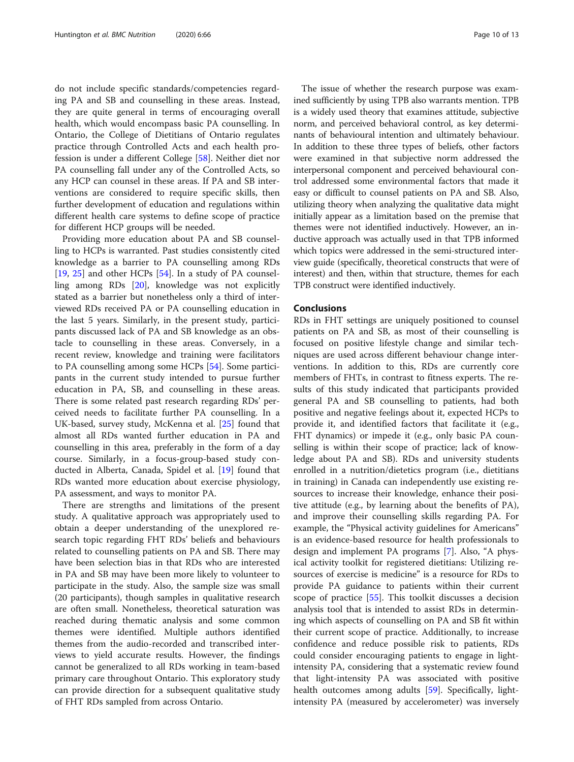do not include specific standards/competencies regarding PA and SB and counselling in these areas. Instead, they are quite general in terms of encouraging overall health, which would encompass basic PA counselling. In Ontario, the College of Dietitians of Ontario regulates practice through Controlled Acts and each health profession is under a different College [58]. Neither diet nor PA counselling fall under any of the Controlled Acts, so any HCP can counsel in these areas. If PA and SB interventions are considered to require specific skills, then further development of education and regulations within different health care systems to define scope of practice for different HCP groups will be needed.

Providing more education about PA and SB counselling to HCPs is warranted. Past studies consistently cited knowledge as a barrier to PA counselling among RDs [19, 25] and other HCPs [54]. In a study of PA counselling among RDs [20], knowledge was not explicitly stated as a barrier but nonetheless only a third of interviewed RDs received PA or PA counselling education in the last 5 years. Similarly, in the present study, participants discussed lack of PA and SB knowledge as an obstacle to counselling in these areas. Conversely, in a recent review, knowledge and training were facilitators to PA counselling among some HCPs [54]. Some participants in the current study intended to pursue further education in PA, SB, and counselling in these areas. There is some related past research regarding RDs' perceived needs to facilitate further PA counselling. In a UK-based, survey study, McKenna et al. [25] found that almost all RDs wanted further education in PA and counselling in this area, preferably in the form of a day course. Similarly, in a focus-group-based study conducted in Alberta, Canada, Spidel et al. [19] found that RDs wanted more education about exercise physiology, PA assessment, and ways to monitor PA.

There are strengths and limitations of the present study. A qualitative approach was appropriately used to obtain a deeper understanding of the unexplored research topic regarding FHT RDs' beliefs and behaviours related to counselling patients on PA and SB. There may have been selection bias in that RDs who are interested in PA and SB may have been more likely to volunteer to participate in the study. Also, the sample size was small (20 participants), though samples in qualitative research are often small. Nonetheless, theoretical saturation was reached during thematic analysis and some common themes were identified. Multiple authors identified themes from the audio-recorded and transcribed interviews to yield accurate results. However, the findings cannot be generalized to all RDs working in team-based primary care throughout Ontario. This exploratory study can provide direction for a subsequent qualitative study of FHT RDs sampled from across Ontario.

The issue of whether the research purpose was examined sufficiently by using TPB also warrants mention. TPB is a widely used theory that examines attitude, subjective norm, and perceived behavioral control, as key determinants of behavioural intention and ultimately behaviour. In addition to these three types of beliefs, other factors were examined in that subjective norm addressed the interpersonal component and perceived behavioural control addressed some environmental factors that made it easy or difficult to counsel patients on PA and SB. Also, utilizing theory when analyzing the qualitative data might initially appear as a limitation based on the premise that themes were not identified inductively. However, an inductive approach was actually used in that TPB informed which topics were addressed in the semi-structured interview guide (specifically, theoretical constructs that were of interest) and then, within that structure, themes for each TPB construct were identified inductively.

## Conclusions

RDs in FHT settings are uniquely positioned to counsel patients on PA and SB, as most of their counselling is focused on positive lifestyle change and similar techniques are used across different behaviour change interventions. In addition to this, RDs are currently core members of FHTs, in contrast to fitness experts. The results of this study indicated that participants provided general PA and SB counselling to patients, had both positive and negative feelings about it, expected HCPs to provide it, and identified factors that facilitate it (e.g., FHT dynamics) or impede it (e.g., only basic PA counselling is within their scope of practice; lack of knowledge about PA and SB). RDs and university students enrolled in a nutrition/dietetics program (i.e., dietitians in training) in Canada can independently use existing resources to increase their knowledge, enhance their positive attitude (e.g., by learning about the benefits of PA), and improve their counselling skills regarding PA. For example, the "Physical activity guidelines for Americans" is an evidence-based resource for health professionals to design and implement PA programs [7]. Also, "A physical activity toolkit for registered dietitians: Utilizing resources of exercise is medicine" is a resource for RDs to provide PA guidance to patients within their current scope of practice [55]. This toolkit discusses a decision analysis tool that is intended to assist RDs in determining which aspects of counselling on PA and SB fit within their current scope of practice. Additionally, to increase confidence and reduce possible risk to patients, RDs could consider encouraging patients to engage in light-intensity PA, considering that a systematic review found that light-intensity PA was associated with positive health outcomes among adults [59]. Specifically, light-intensity PA (measured by accelerometer) was inversely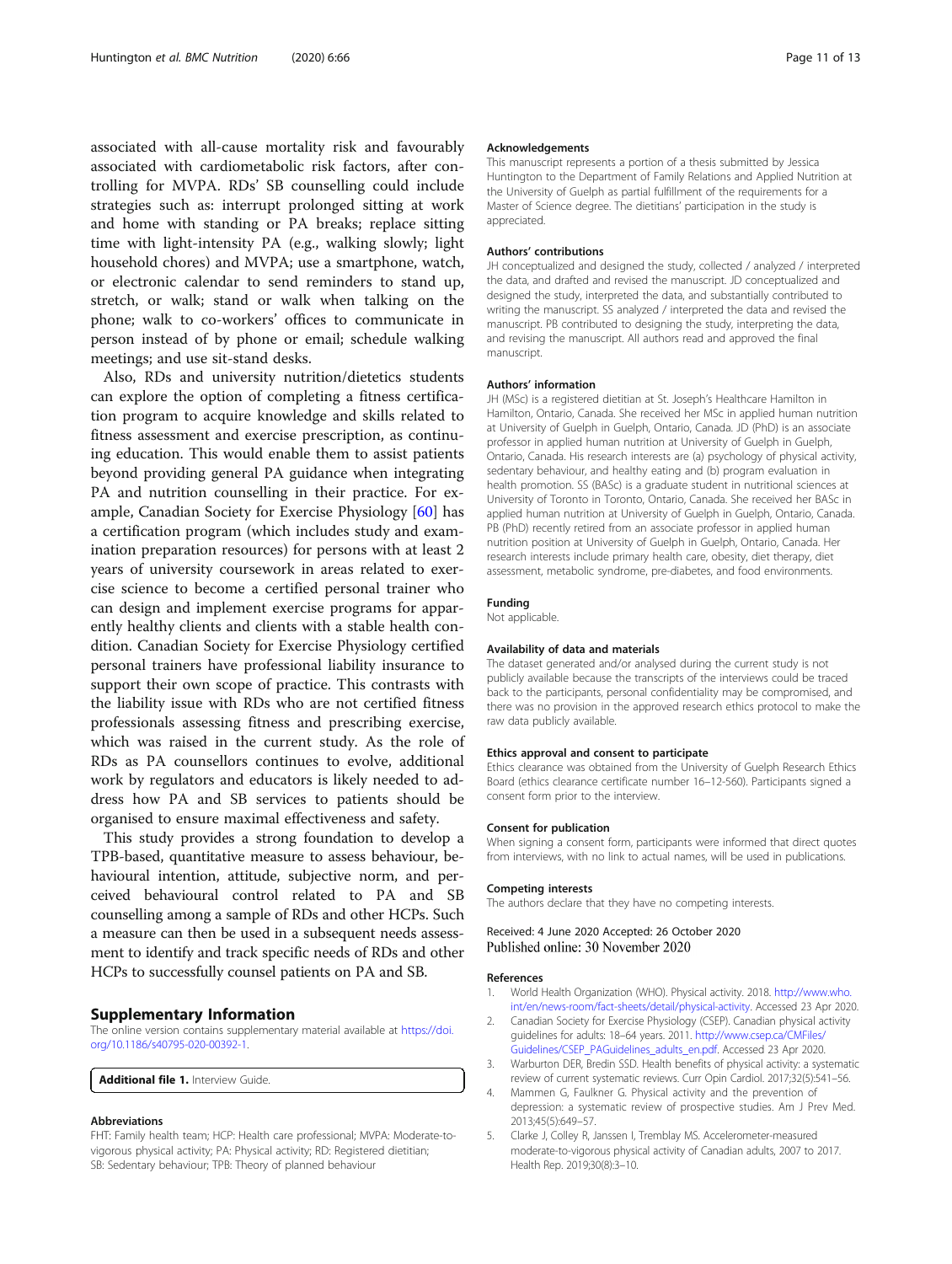associated with all-cause mortality risk and favourably associated with cardiometabolic risk factors, after controlling for MVPA. RDs' SB counselling could include strategies such as: interrupt prolonged sitting at work and home with standing or PA breaks; replace sitting time with light-intensity PA (e.g., walking slowly; light household chores) and MVPA; use a smartphone, watch, or electronic calendar to send reminders to stand up, stretch, or walk; stand or walk when talking on the phone; walk to co-workers' offices to communicate in person instead of by phone or email; schedule walking meetings; and use sit-stand desks.

Also, RDs and university nutrition/dietetics students can explore the option of completing a fitness certification program to acquire knowledge and skills related to fitness assessment and exercise prescription, as continuing education. This would enable them to assist patients beyond providing general PA guidance when integrating PA and nutrition counselling in their practice. For example, Canadian Society for Exercise Physiology [60] has a certification program (which includes study and examination preparation resources) for persons with at least 2 years of university coursework in areas related to exercise science to become a certified personal trainer who can design and implement exercise programs for apparently healthy clients and clients with a stable health condition. Canadian Society for Exercise Physiology certified personal trainers have professional liability insurance to support their own scope of practice. This contrasts with the liability issue with RDs who are not certified fitness professionals assessing fitness and prescribing exercise, which was raised in the current study. As the role of RDs as PA counsellors continues to evolve, additional work by regulators and educators is likely needed to address how PA and SB services to patients should be organised to ensure maximal effectiveness and safety.

This study provides a strong foundation to develop a TPB-based, quantitative measure to assess behaviour, behavioural intention, attitude, subjective norm, and perceived behavioural control related to PA and SB counselling among a sample of RDs and other HCPs. Such a measure can then be used in a subsequent needs assessment to identify and track specific needs of RDs and other HCPs to successfully counsel patients on PA and SB.

## Supplementary Information

The online version contains supplementary material available at https://doi.org/10.1186/s40795-020-00392-1.

**Additional file 1.** Interview Guide.

#### Abbreviations

FHT: Family health team; HCP: Health care professional; MVPA: Moderate-to-vigorous physical activity; PA: Physical activity; RD: Registered dietitian; SB: Sedentary behaviour; TPB: Theory of planned behaviour

#### Acknowledgements

This manuscript represents a portion of a thesis submitted by Jessica Huntington to the Department of Family Relations and Applied Nutrition at the University of Guelph as partial fulfillment of the requirements for a Master of Science degree. The dietitians' participation in the study is appreciated.

#### Authors' contributions

JH conceptualized and designed the study, collected / analyzed / interpreted the data, and drafted and revised the manuscript. JD conceptualized and designed the study, interpreted the data, and substantially contributed to writing the manuscript. SS analyzed / interpreted the data and revised the manuscript. PB contributed to designing the study, interpreting the data, and revising the manuscript. All authors read and approved the final manuscript.

#### Authors' information

JH (MSc) is a registered dietitian at St. Joseph's Healthcare Hamilton in Hamilton, Ontario, Canada. She received her MSc in applied human nutrition at University of Guelph in Guelph, Ontario, Canada. JD (PhD) is an associate professor in applied human nutrition at University of Guelph in Guelph, Ontario, Canada. His research interests are (a) psychology of physical activity, sedentary behaviour, and healthy eating and (b) program evaluation in health promotion. SS (BASc) is a graduate student in nutritional sciences at University of Toronto in Toronto, Ontario, Canada. She received her BASc in applied human nutrition at University of Guelph in Guelph, Ontario, Canada. PB (PhD) recently retired from an associate professor in applied human nutrition position at University of Guelph in Guelph, Ontario, Canada. Her research interests include primary health care, obesity, diet therapy, diet assessment, metabolic syndrome, pre-diabetes, and food environments.

#### Funding

Not applicable.

#### Availability of data and materials

The dataset generated and/or analysed during the current study is not publicly available because the transcripts of the interviews could be traced back to the participants, personal confidentiality may be compromised, and there was no provision in the approved research ethics protocol to make the raw data publicly available.

#### Ethics approval and consent to participate

Ethics clearance was obtained from the University of Guelph Research Ethics Board (ethics clearance certificate number 16–12-560). Participants signed a consent form prior to the interview.

#### Consent for publication

When signing a consent form, participants were informed that direct quotes from interviews, with no link to actual names, will be used in publications.

#### Competing interests

The authors declare that they have no competing interests.

Received: 4 June 2020 Accepted: 26 October 2020
Published online: 30 November 2020

#### References

1. World Health Organization (WHO). Physical activity. 2018. http://www.who.int/en/news-room/fact-sheets/detail/physical-activity. Accessed 23 Apr 2020.
2. Canadian Society for Exercise Physiology (CSEP). Canadian physical activity guidelines for adults: 18–64 years. 2011. http://www.csep.ca/CMFiles/Guidelines/CSEP_PAGuidelines_adults_en.pdf. Accessed 23 Apr 2020.
3. Warburton DER, Bredin SSD. Health benefits of physical activity: a systematic review of current systematic reviews. Curr Opin Cardiol. 2017;32(5):541–56.
4. Mammen G, Faulkner G. Physical activity and the prevention of depression: a systematic review of prospective studies. Am J Prev Med. 2013;45(5):649–57.
5. Clarke J, Colley R, Janssen I, Tremblay MS. Accelerometer-measured moderate-to-vigorous physical activity of Canadian adults, 2007 to 2017. Health Rep. 2019;30(8):3–10.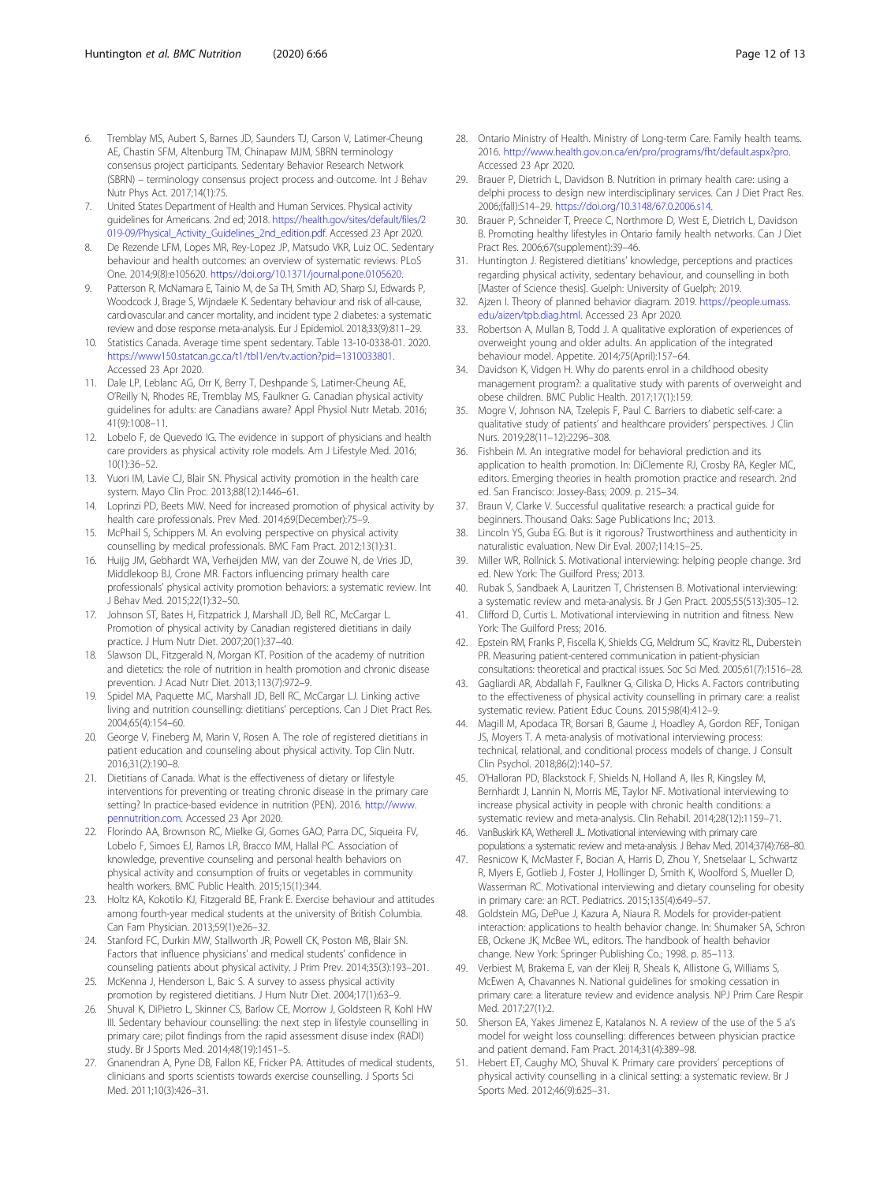6. Tremblay MS, Aubert S, Barnes JD, Saunders TJ, Carson V, Latimer-Cheung AE, Chastin SFM, Altenburg TM, Chinapaw MJM, SBRN terminology consensus project participants. Sedentary Behavior Research Network (SBRN) – terminology consensus project process and outcome. Int J Behav Nutr Phys Act. 2017;14(1):75.
7. United States Department of Health and Human Services. Physical activity guidelines for Americans. 2nd ed; 2018. https://health.gov/sites/default/files/2019-09/Physical_Activity_Guidelines_2nd_edition.pdf. Accessed 23 Apr 2020.
8. De Rezende LFM, Lopes MR, Rey-Lopez JP, Matsudo VKR, Luiz OC. Sedentary behaviour and health outcomes: an overview of systematic reviews. PLoS One. 2014;9(8):e105620. https://doi.org/10.1371/journal.pone.0105620.
9. Patterson R, McNamara E, Tainio M, de Sa TH, Smith AD, Sharp SJ, Edwards P, Woodcock J, Brage S, Wijndaele K. Sedentary behaviour and risk of all-cause, cardiovascular and cancer mortality, and incident type 2 diabetes: a systematic review and dose response meta-analysis. Eur J Epidemiol. 2018;33(9):811–29.
10. Statistics Canada. Average time spent sedentary. Table 13-10-0338-01. 2020. https://www150.statcan.gc.ca/t1/tbl1/en/tv.action?pid=1310033801. Accessed 23 Apr 2020.
11. Dale LP, Leblanc AG, Orr K, Berry T, Deshpande S, Latimer-Cheung AE, O'Reilly N, Rhodes RE, Tremblay MS, Faulkner G. Canadian physical activity guidelines for adults: are Canadians aware? Appl Physiol Nutr Metab. 2016; 41(9):1008–11.
12. Lobelo F, de Quevedo IG. The evidence in support of physicians and health care providers as physical activity role models. Am J Lifestyle Med. 2016; 10(1):36–52.
13. Vuori IM, Lavie CJ, Blair SN. Physical activity promotion in the health care system. Mayo Clin Proc. 2013;88(12):1446–61.
14. Loprinzi PD, Beets MW. Need for increased promotion of physical activity by health care professionals. Prev Med. 2014;69(December):75–9.
15. McPhail S, Schippers M. An evolving perspective on physical activity counselling by medical professionals. BMC Fam Pract. 2012;13(1):31.
16. Huijg JM, Gebhardt WA, Verheijden MW, van der Zouwe N, de Vries JD, Middlekoop BJ, Crone MR. Factors influencing primary health care professionals' physical activity promotion behaviors: a systematic review. Int J Behav Med. 2015;22(1):32–50.
17. Johnson ST, Bates H, Fitzpatrick J, Marshall JD, Bell RC, McCargar L. Promotion of physical activity by Canadian registered dietitians in daily practice. J Hum Nutr Diet. 2007;20(1):37–40.
18. Slawson DL, Fitzgerald N, Morgan KT. Position of the academy of nutrition and dietetics: the role of nutrition in health promotion and chronic disease prevention. J Acad Nutr Diet. 2013;113(7):972–9.
19. Spidel MA, Paquette MC, Marshall JD, Bell RC, McCargar LJ. Linking active living and nutrition counselling: dietitians' perceptions. Can J Diet Pract Res. 2004;65(4):154–60.
20. George V, Fineberg M, Marin V, Rosen A. The role of registered dietitians in patient education and counseling about physical activity. Top Clin Nutr. 2016;31(2):190–8.
21. Dietitians of Canada. What is the effectiveness of dietary or lifestyle interventions for preventing or treating chronic disease in the primary care setting? In practice-based evidence in nutrition (PEN). 2016. http://www.pennutrition.com. Accessed 23 Apr 2020.
22. Florindo AA, Brownson RC, Mielke GI, Gomes GAO, Parra DC, Siqueira FV, Lobelo F, Simoes EJ, Ramos LR, Bracco MM, Hallal PC. Association of knowledge, preventive counseling and personal health behaviors on physical activity and consumption of fruits or vegetables in community health workers. BMC Public Health. 2015;15(1):344.
23. Holtz KA, Kokotilo KJ, Fitzgerald BE, Frank E. Exercise behaviour and attitudes among fourth-year medical students at the university of British Columbia. Can Fam Physician. 2013;59(1):e26–32.
24. Stanford FC, Durkin MW, Stallworth JR, Powell CK, Poston MB, Blair SN. Factors that influence physicians' and medical students' confidence in counseling patients about physical activity. J Prim Prev. 2014;35(3):193–201.
25. McKenna J, Henderson L, Baic S. A survey to assess physical activity promotion by registered dietitians. J Hum Nutr Diet. 2004;17(1):63–9.
26. Shuval K, DiPietro L, Skinner CS, Barlow CE, Morrow J, Goldsteen R, Kohl HW III. Sedentary behaviour counselling: the next step in lifestyle counselling in primary care; pilot findings from the rapid assessment disuse index (RADI) study. Br J Sports Med. 2014;48(19):1451–5.
27. Gnanendran A, Pyne DB, Fallon KE, Fricker PA. Attitudes of medical students, clinicians and sports scientists towards exercise counselling. J Sports Sci Med. 2011;10(3):426–31.
28. Ontario Ministry of Health. Ministry of Long-term Care. Family health teams. 2016. http://www.health.gov.on.ca/en/pro/programs/fht/default.aspx?pro. Accessed 23 Apr 2020.
29. Brauer P, Dietrich L, Davidson B. Nutrition in primary health care: using a delphi process to design new interdisciplinary services. Can J Diet Pract Res. 2006;(fall):S14–29. https://doi.org/10.3148/67.0.2006.s14.
30. Brauer P, Schneider T, Preece C, Northmore D, West E, Dietrich L, Davidson B. Promoting healthy lifestyles in Ontario family health networks. Can J Diet Pract Res. 2006;67(supplement):39–46.
31. Huntington J. Registered dietitians' knowledge, perceptions and practices regarding physical activity, sedentary behaviour, and counselling in both [Master of Science thesis]. Guelph: University of Guelph; 2019.
32. Ajzen I. Theory of planned behavior diagram. 2019. https://people.umass.edu/aizen/tpb.diag.html. Accessed 23 Apr 2020.
33. Robertson A, Mullan B, Todd J. A qualitative exploration of experiences of overweight young and older adults. An application of the integrated behaviour model. Appetite. 2014;75(April):157–64.
34. Davidson K, Vidgen H. Why do parents enrol in a childhood obesity management program?: a qualitative study with parents of overweight and obese children. BMC Public Health. 2017;17(1):159.
35. Mogre V, Johnson NA, Tzelepis F, Paul C. Barriers to diabetic self-care: a qualitative study of patients' and healthcare providers' perspectives. J Clin Nurs. 2019;28(11–12):2296–308.
36. Fishbein M. An integrative model for behavioral prediction and its application to health promotion. In: DiClemente RJ, Crosby RA, Kegler MC, editors. Emerging theories in health promotion practice and research. 2nd ed. San Francisco: Jossey-Bass; 2009. p. 215–34.
37. Braun V, Clarke V. Successful qualitative research: a practical guide for beginners. Thousand Oaks: Sage Publications Inc.; 2013.
38. Lincoln YS, Guba EG. But is it rigorous? Trustworthiness and authenticity in naturalistic evaluation. New Dir Eval. 2007;114:15–25.
39. Miller WR, Rollnick S. Motivational interviewing: helping people change. 3rd ed. New York: The Guilford Press; 2013.
40. Rubak S, Sandbaek A, Lauritzen T, Christensen B. Motivational interviewing: a systematic review and meta-analysis. Br J Gen Pract. 2005;55(513):305–12.
41. Clifford D, Curtis L. Motivational interviewing in nutrition and fitness. New York: The Guilford Press; 2016.
42. Epstein RM, Franks P, Fiscella K, Shields CG, Meldrum SC, Kravitz RL, Duberstein PR. Measuring patient-centered communication in patient-physician consultations: theoretical and practical issues. Soc Sci Med. 2005;61(7):1516–28.
43. Gagliardi AR, Abdallah F, Faulkner G, Ciliska D, Hicks A. Factors contributing to the effectiveness of physical activity counselling in primary care: a realist systematic review. Patient Educ Couns. 2015;98(4):412–9.
44. Magill M, Apodaca TR, Borsari B, Gaume J, Hoadley A, Gordon REF, Tonigan JS, Moyers T. A meta-analysis of motivational interviewing process: technical, relational, and conditional process models of change. J Consult Clin Psychol. 2018;86(2):140–57.
45. O'Halloran PD, Blackstock F, Shields N, Holland A, Iles R, Kingsley M, Bernhardt J, Lannin N, Morris ME, Taylor NF. Motivational interviewing to increase physical activity in people with chronic health conditions: a systematic review and meta-analysis. Clin Rehabil. 2014;28(12):1159–71.
46. VanBuskirk KA, Wetherell JL. Motivational interviewing with primary care populations: a systematic review and meta-analysis. J Behav Med. 2014;37(4):768–80.
47. Resnicow K, McMaster F, Bocian A, Harris D, Zhou Y, Snetselaar L, Schwartz R, Myers E, Gotlieb J, Foster J, Hollinger D, Smith K, Woolford S, Mueller D, Wasserman RC. Motivational interviewing and dietary counseling for obesity in primary care: an RCT. Pediatrics. 2015;135(4):649–57.
48. Goldstein MG, DePue J, Kazura A, Niaura R. Models for provider-patient interaction: applications to health behavior change. In: Shumaker SA, Schron EB, Ockene JK, McBee WL, editors. The handbook of health behavior change. New York: Springer Publishing Co.; 1998. p. 85–113.
49. Verbiest M, Brakema E, van der Kleij R, Sheals K, Allistone G, Williams S, McEwen A, Chavannes N. National guidelines for smoking cessation in primary care: a literature review and evidence analysis. NPJ Prim Care Respir Med. 2017;27(1):2.
50. Sherson EA, Yakes Jimenez E, Katalanos N. A review of the use of the 5 a's model for weight loss counselling: differences between physician practice and patient demand. Fam Pract. 2014;31(4):389–98.
51. Hebert ET, Caughy MO, Shuval K. Primary care providers' perceptions of physical activity counselling in a clinical setting: a systematic review. Br J Sports Med. 2012;46(9):625–31.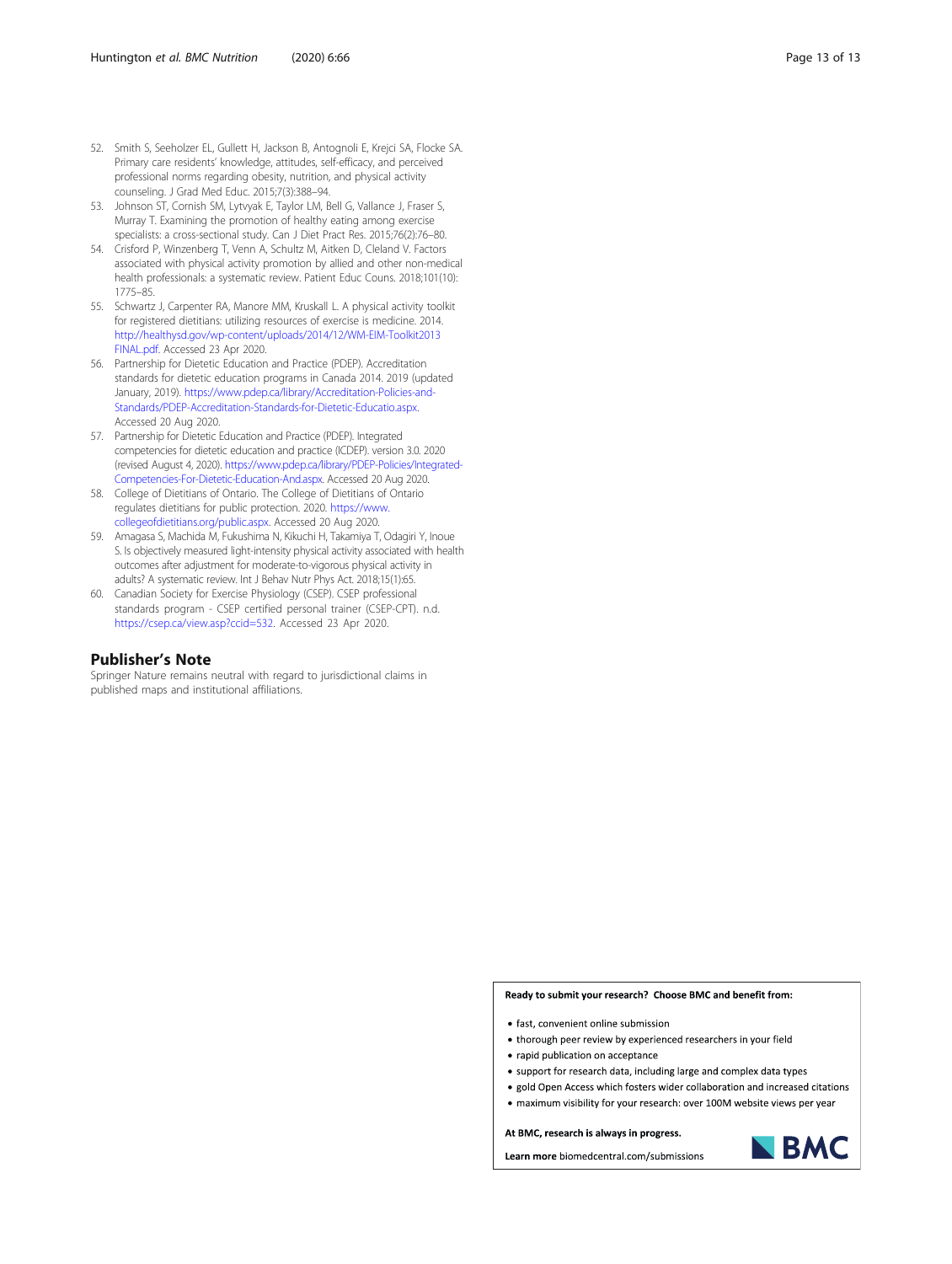52. Smith S, Seeholzer EL, Gullett H, Jackson B, Antognoli E, Krejci SA, Flocke SA. Primary care residents' knowledge, attitudes, self-efficacy, and perceived professional norms regarding obesity, nutrition, and physical activity counseling. J Grad Med Educ. 2015;7(3):388–94.
53. Johnson ST, Cornish SM, Lytvyak E, Taylor LM, Bell G, Vallance J, Fraser S, Murray T. Examining the promotion of healthy eating among exercise specialists: a cross-sectional study. Can J Diet Pract Res. 2015;76(2):76–80.
54. Crisford P, Winzenberg T, Venn A, Schultz M, Aitken D, Cleland V. Factors associated with physical activity promotion by allied and other non-medical health professionals: a systematic review. Patient Educ Couns. 2018;101(10):1775–85.
55. Schwartz J, Carpenter RA, Manore MM, Kruskall L. A physical activity toolkit for registered dietitians: utilizing resources of exercise is medicine. 2014. http://healthysd.gov/wp-content/uploads/2014/12/WM-EIM-Toolkit2013FINAL.pdf. Accessed 23 Apr 2020.
56. Partnership for Dietetic Education and Practice (PDEP). Accreditation standards for dietetic education programs in Canada 2014. 2019 (updated January, 2019). https://www.pdep.ca/library/Accreditation-Policies-and-Standards/PDEP-Accreditation-Standards-for-Dietetic-Educatio.aspx. Accessed 20 Aug 2020.
57. Partnership for Dietetic Education and Practice (PDEP). Integrated competencies for dietetic education and practice (ICDEP). version 3.0. 2020 (revised August 4, 2020). https://www.pdep.ca/library/PDEP-Policies/Integrated-Competencies-For-Dietetic-Education-And.aspx. Accessed 20 Aug 2020.
58. College of Dietitians of Ontario. The College of Dietitians of Ontario regulates dietitians for public protection. 2020. https://www.collegeofdietitians.org/public.aspx. Accessed 20 Aug 2020.
59. Amagasa S, Machida M, Fukushima N, Kikuchi H, Takamiya T, Odagiri Y, Inoue S. Is objectively measured light-intensity physical activity associated with health outcomes after adjustment for moderate-to-vigorous physical activity in adults? A systematic review. Int J Behav Nutr Phys Act. 2018;15(1):65.
60. Canadian Society for Exercise Physiology (CSEP). CSEP professional standards program - CSEP certified personal trainer (CSEP-CPT). n.d. https://csep.ca/view.asp?ccid=532. Accessed 23 Apr 2020.

## Publisher's Note

Springer Nature remains neutral with regard to jurisdictional claims in published maps and institutional affiliations.

**Ready to submit your research? Choose BMC and benefit from:**

- fast, convenient online submission
- thorough peer review by experienced researchers in your field
- rapid publication on acceptance
- support for research data, including large and complex data types
- gold Open Access which fosters wider collaboration and increased citations
- maximum visibility for your research: over 100M website views per year

**At BMC, research is always in progress.**

**Learn more** biomedcentral.com/submissions

BMC